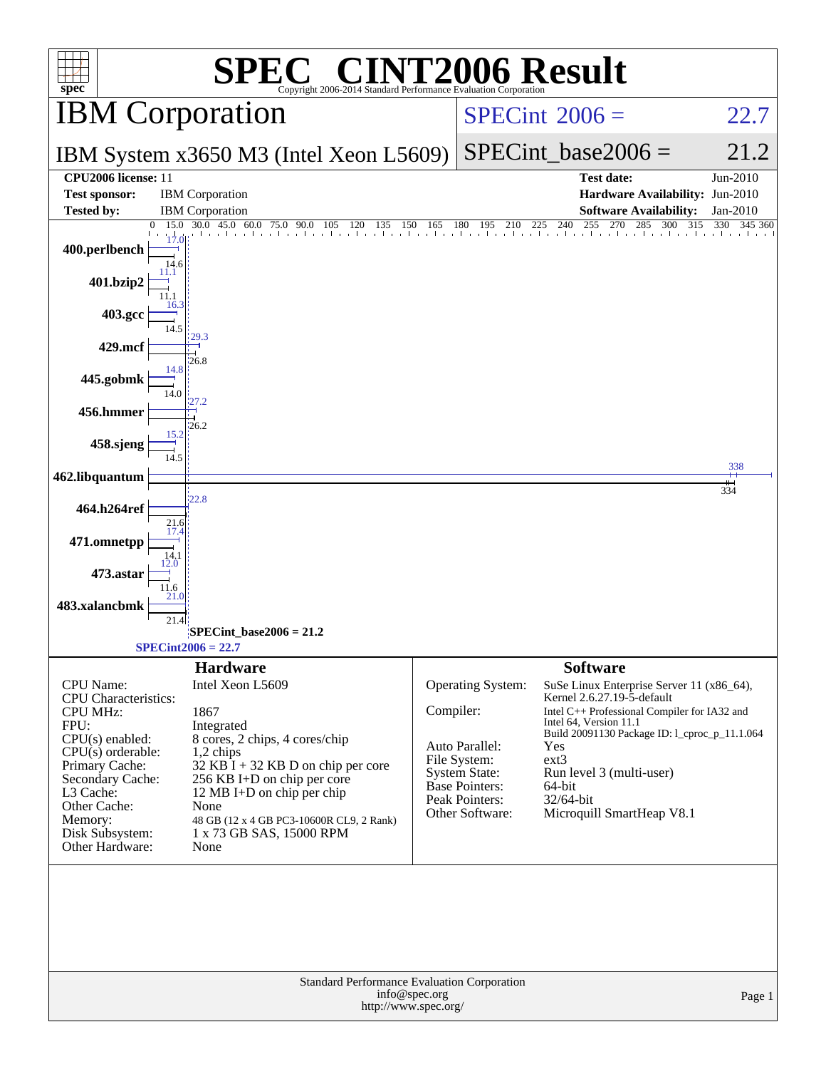# SPEC® CINT2006 Result

Copyright 2006-2014 Standard Performance Evaluation Corporation

## IBM Corporation

**IBM System x3650 M3 (Intel Xeon L5609)**

SPECint_2006 = 22.7

SPECint_base2006 = 21.2

| | | | |
|---|---|---|---|
| **CPU2006 license:** | 11 | **Test date:** | Jun-2010 |
| **Test sponsor:** | IBM Corporation | **Hardware Availability:** | Jun-2010 |
| **Tested by:** | IBM Corporation | **Software Availability:** | Jan-2010 |

| Benchmark | Peak | Base |
|---|---|---|
| 400.perlbench | 17.0 | 14.6 |
| 401.bzip2 | 11.1 | 11.1 |
| 403.gcc | 16.3 | 14.5 |
| 429.mcf | 29.3 | 26.8 |
| 445.gobmk | 14.8 | 14.0 |
| 456.hmmer | 27.2 | 26.2 |
| 458.sjeng | 15.2 | 14.5 |
| 462.libquantum | 338 | 334 |
| 464.h264ref | 22.8 | 21.6 |
| 471.omnetpp | 17.4 | 14.1 |
| 473.astar | 12.0 | 11.6 |
| 483.xalancbmk | 21.0 | 21.4 |

SPECint_base2006 = 21.2

SPECint2006 = 22.7

### Hardware

| | |
|---|---|
| CPU Name: | Intel Xeon L5609 |
| CPU Characteristics: | |
| CPU MHz: | 1867 |
| FPU: | Integrated |
| CPU(s) enabled: | 8 cores, 2 chips, 4 cores/chip |
| CPU(s) orderable: | 1,2 chips |
| Primary Cache: | 32 KB I + 32 KB D on chip per core |
| Secondary Cache: | 256 KB I+D on chip per core |
| L3 Cache: | 12 MB I+D on chip per chip |
| Other Cache: | None |
| Memory: | 48 GB (12 x 4 GB PC3-10600R CL9, 2 Rank) |
| Disk Subsystem: | 1 x 73 GB SAS, 15000 RPM |
| Other Hardware: | None |

### Software

| | |
|---|---|
| Operating System: | SuSe Linux Enterprise Server 11 (x86_64), Kernel 2.6.27.19-5-default |
| Compiler: | Intel C++ Professional Compiler for IA32 and Intel 64, Version 11.1 Build 20091130 Package ID: l_cproc_p_11.1.064 |
| Auto Parallel: | Yes |
| File System: | ext3 |
| System State: | Run level 3 (multi-user) |
| Base Pointers: | 64-bit |
| Peak Pointers: | 32/64-bit |
| Other Software: | Microquill SmartHeap V8.1 |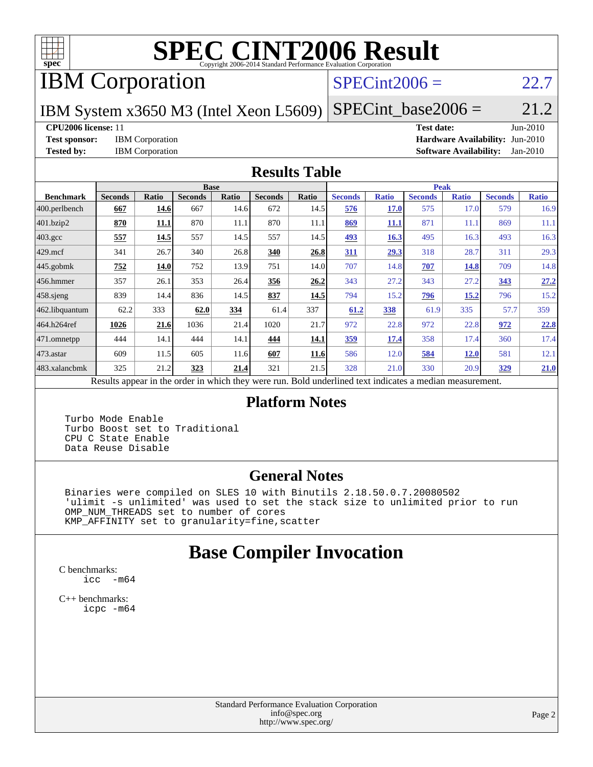# SPEC CINT2006 Result

Copyright 2006-2014 Standard Performance Evaluation Corporation

## IBM Corporation

IBM System x3650 M3 (Intel Xeon L5609)

SPECint2006 = 22.7

SPECint_base2006 = 21.2

**CPU2006 license:** 11

**Test sponsor:** IBM Corporation

**Tested by:** IBM Corporation

**Test date:** Jun-2010

**Hardware Availability:** Jun-2010

**Software Availability:** Jan-2010

## Results Table

| Benchmark | Base | | | | | | Peak | | | | | |
|---|---|---|---|---|---|---|---|---|---|---|---|---|
| | Seconds | Ratio | Seconds | Ratio | Seconds | Ratio | Seconds | Ratio | Seconds | Ratio | Seconds | Ratio |
| 400.perlbench | **667** | **14.6** | 667 | 14.6 | 672 | 14.5 | **576** | **17.0** | 575 | 17.0 | 579 | 16.9 |
| 401.bzip2 | **870** | **11.1** | 870 | 11.1 | 870 | 11.1 | **869** | **11.1** | 871 | 11.1 | 869 | 11.1 |
| 403.gcc | **557** | **14.5** | 557 | 14.5 | 557 | 14.5 | **493** | **16.3** | 495 | 16.3 | 493 | 16.3 |
| 429.mcf | 341 | 26.7 | 340 | 26.8 | **340** | **26.8** | **311** | **29.3** | 318 | 28.7 | 311 | 29.3 |
| 445.gobmk | **752** | **14.0** | 752 | 13.9 | 751 | 14.0 | 707 | 14.8 | **707** | **14.8** | 709 | 14.8 |
| 456.hmmer | 357 | 26.1 | 353 | 26.4 | **356** | **26.2** | 343 | 27.2 | 343 | 27.2 | **343** | **27.2** |
| 458.sjeng | 839 | 14.4 | 836 | 14.5 | **837** | **14.5** | 794 | 15.2 | **796** | **15.2** | 796 | 15.2 |
| 462.libquantum | 62.2 | 333 | **62.0** | **334** | 61.4 | 337 | **61.2** | **338** | 61.9 | 335 | 57.7 | 359 |
| 464.h264ref | **1026** | **21.6** | 1036 | 21.4 | 1020 | 21.7 | 972 | 22.8 | 972 | 22.8 | **972** | **22.8** |
| 471.omnetpp | 444 | 14.1 | 444 | 14.1 | **444** | **14.1** | **359** | **17.4** | 358 | 17.4 | 360 | 17.4 |
| 473.astar | 609 | 11.5 | 605 | 11.6 | **607** | **11.6** | 586 | 12.0 | **584** | **12.0** | 581 | 12.1 |
| 483.xalancbmk | 325 | 21.2 | **323** | **21.4** | 321 | 21.5 | 328 | 21.0 | 330 | 20.9 | **329** | **21.0** |

Results appear in the order in which they were run. Bold underlined text indicates a median measurement.

## Platform Notes

```
Turbo Mode Enable
Turbo Boost set to Traditional
CPU C State Enable
Data Reuse Disable
```

## General Notes

```
Binaries were compiled on SLES 10 with Binutils 2.18.50.0.7.20080502
'ulimit -s unlimited' was used to set the stack size to unlimited prior to run
OMP_NUM_THREADS set to number of cores
KMP_AFFINITY set to granularity=fine,scatter
```

# Base Compiler Invocation

C benchmarks:

```
icc  -m64
```

C++ benchmarks:

```
icpc -m64
```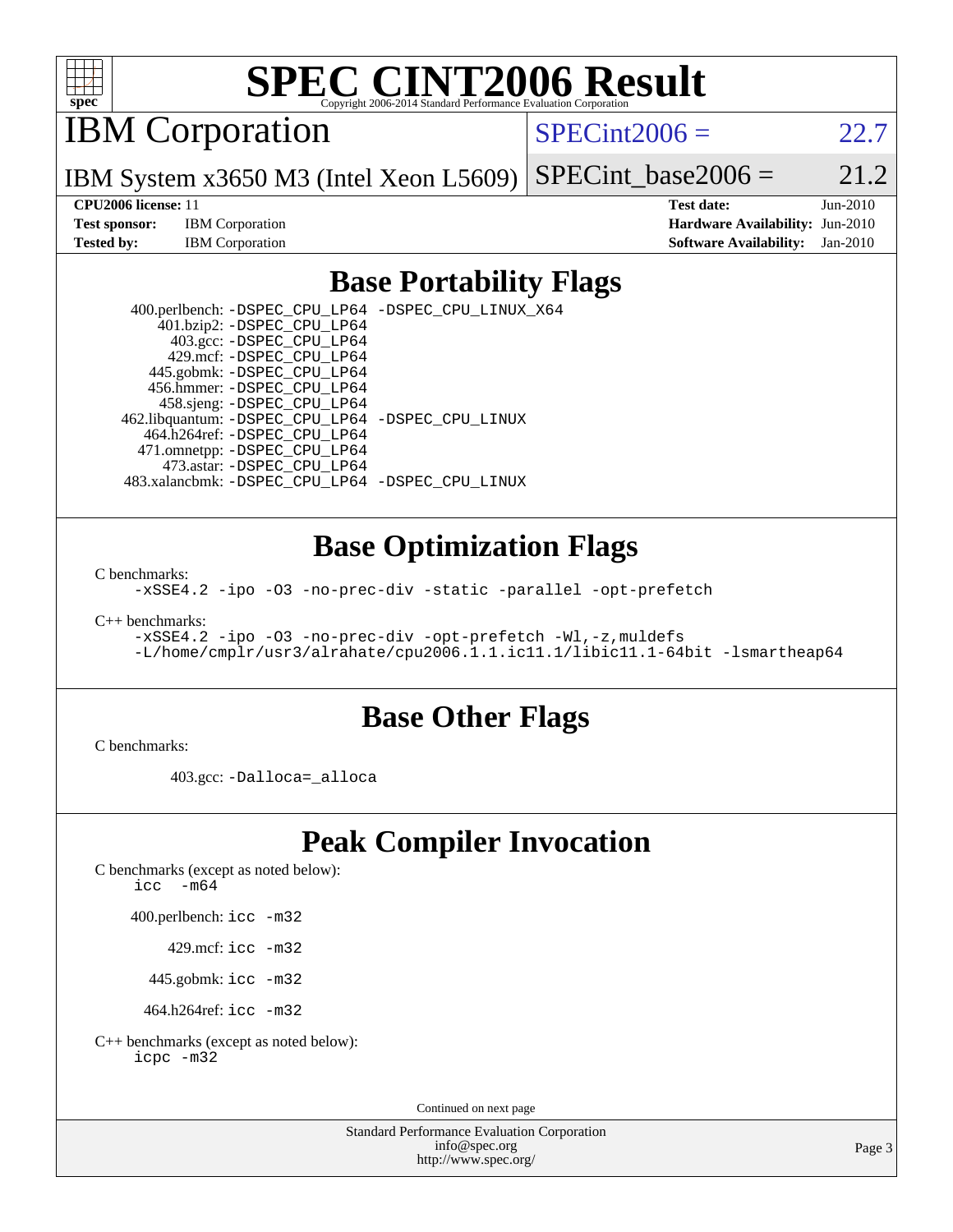# SPEC CINT2006 Result

Copyright 2006-2014 Standard Performance Evaluation Corporation

## IBM Corporation

IBM System x3650 M3 (Intel Xeon L5609)

SPECint2006 = 22.7

SPECint_base2006 = 21.2

**CPU2006 license:** 11
**Test sponsor:** IBM Corporation
**Tested by:** IBM Corporation

**Test date:** Jun-2010
**Hardware Availability:** Jun-2010
**Software Availability:** Jan-2010

## Base Portability Flags

400.perlbench: -DSPEC_CPU_LP64 -DSPEC_CPU_LINUX_X64
401.bzip2: -DSPEC_CPU_LP64
403.gcc: -DSPEC_CPU_LP64
429.mcf: -DSPEC_CPU_LP64
445.gobmk: -DSPEC_CPU_LP64
456.hmmer: -DSPEC_CPU_LP64
458.sjeng: -DSPEC_CPU_LP64
462.libquantum: -DSPEC_CPU_LP64 -DSPEC_CPU_LINUX
464.h264ref: -DSPEC_CPU_LP64
471.omnetpp: -DSPEC_CPU_LP64
473.astar: -DSPEC_CPU_LP64
483.xalancbmk: -DSPEC_CPU_LP64 -DSPEC_CPU_LINUX

## Base Optimization Flags

C benchmarks:

```
-xSSE4.2 -ipo -O3 -no-prec-div -static -parallel -opt-prefetch
```

C++ benchmarks:

```
-xSSE4.2 -ipo -O3 -no-prec-div -opt-prefetch -Wl,-z,muldefs
-L/home/cmplr/usr3/alrahate/cpu2006.1.1.ic11.1/libic11.1-64bit -lsmartheap64
```

## Base Other Flags

C benchmarks:

403.gcc: -Dalloca=_alloca

## Peak Compiler Invocation

C benchmarks (except as noted below):
icc -m64

400.perlbench: icc -m32

429.mcf: icc -m32

445.gobmk: icc -m32

464.h264ref: icc -m32

C++ benchmarks (except as noted below):
icpc -m32

Continued on next page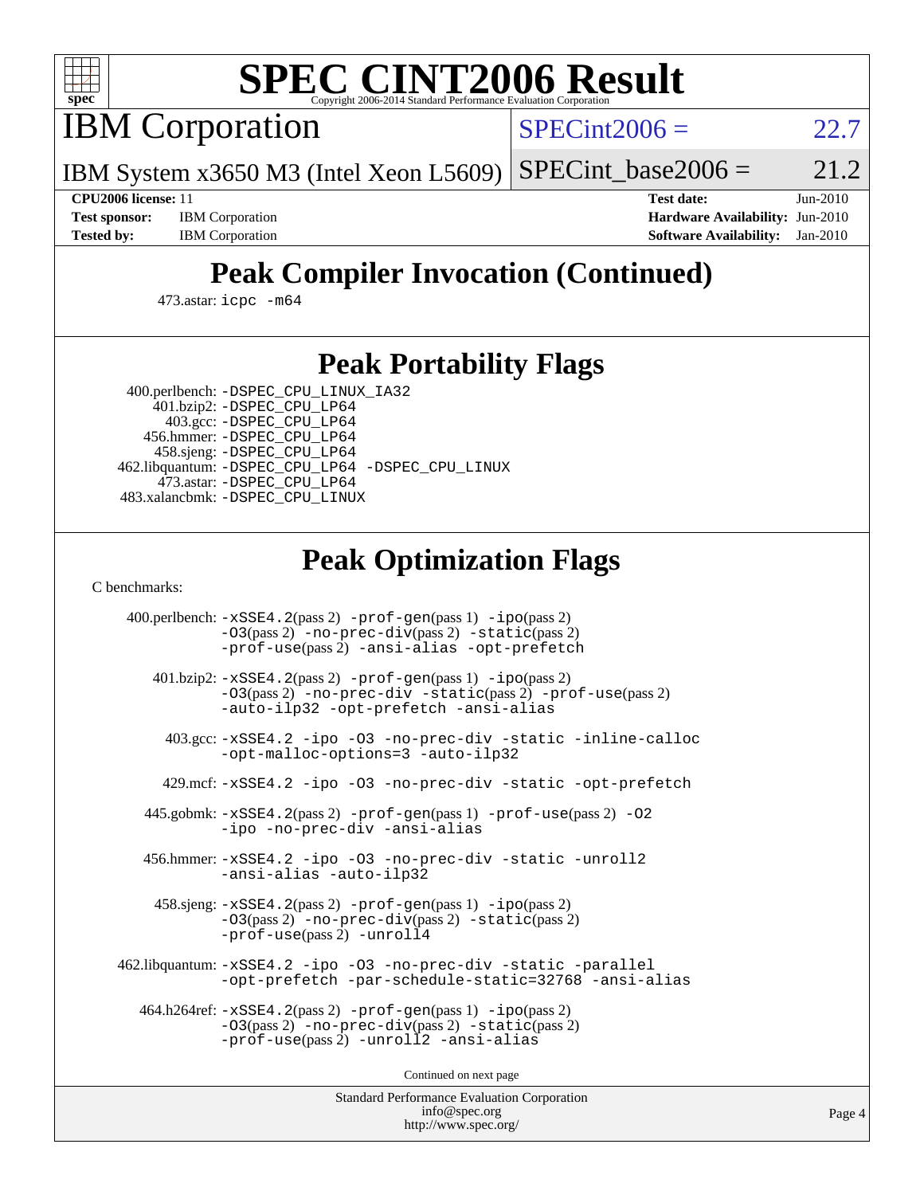# SPEC CINT2006 Result

Copyright 2006-2014 Standard Performance Evaluation Corporation

## IBM Corporation

IBM System x3650 M3 (Intel Xeon L5609)

SPECint2006 = 22.7

SPECint_base2006 = 21.2

| | | | |
|---|---|---|---|
| **CPU2006 license:** 11 | | **Test date:** | Jun-2010 |
| **Test sponsor:** | IBM Corporation | **Hardware Availability:** | Jun-2010 |
| **Tested by:** | IBM Corporation | **Software Availability:** | Jan-2010 |

## Peak Compiler Invocation (Continued)

473.astar: icpc -m64

## Peak Portability Flags

400.perlbench: -DSPEC_CPU_LINUX_IA32
401.bzip2: -DSPEC_CPU_LP64
403.gcc: -DSPEC_CPU_LP64
456.hmmer: -DSPEC_CPU_LP64
458.sjeng: -DSPEC_CPU_LP64
462.libquantum: -DSPEC_CPU_LP64 -DSPEC_CPU_LINUX
473.astar: -DSPEC_CPU_LP64
483.xalancbmk: -DSPEC_CPU_LINUX

## Peak Optimization Flags

C benchmarks:

400.perlbench: -xSSE4.2(pass 2) -prof-gen(pass 1) -ipo(pass 2) -O3(pass 2) -no-prec-div(pass 2) -static(pass 2) -prof-use(pass 2) -ansi-alias -opt-prefetch

401.bzip2: -xSSE4.2(pass 2) -prof-gen(pass 1) -ipo(pass 2) -O3(pass 2) -no-prec-div -static(pass 2) -prof-use(pass 2) -auto-ilp32 -opt-prefetch -ansi-alias

403.gcc: -xSSE4.2 -ipo -O3 -no-prec-div -static -inline-calloc -opt-malloc-options=3 -auto-ilp32

429.mcf: -xSSE4.2 -ipo -O3 -no-prec-div -static -opt-prefetch

445.gobmk: -xSSE4.2(pass 2) -prof-gen(pass 1) -prof-use(pass 2) -O2 -ipo -no-prec-div -ansi-alias

456.hmmer: -xSSE4.2 -ipo -O3 -no-prec-div -static -unroll2 -ansi-alias -auto-ilp32

458.sjeng: -xSSE4.2(pass 2) -prof-gen(pass 1) -ipo(pass 2) -O3(pass 2) -no-prec-div(pass 2) -static(pass 2) -prof-use(pass 2) -unroll4

462.libquantum: -xSSE4.2 -ipo -O3 -no-prec-div -static -parallel -opt-prefetch -par-schedule-static=32768 -ansi-alias

464.h264ref: -xSSE4.2(pass 2) -prof-gen(pass 1) -ipo(pass 2) -O3(pass 2) -no-prec-div(pass 2) -static(pass 2) -prof-use(pass 2) -unroll2 -ansi-alias

Continued on next page

Standard Performance Evaluation Corporation
info@spec.org
http://www.spec.org/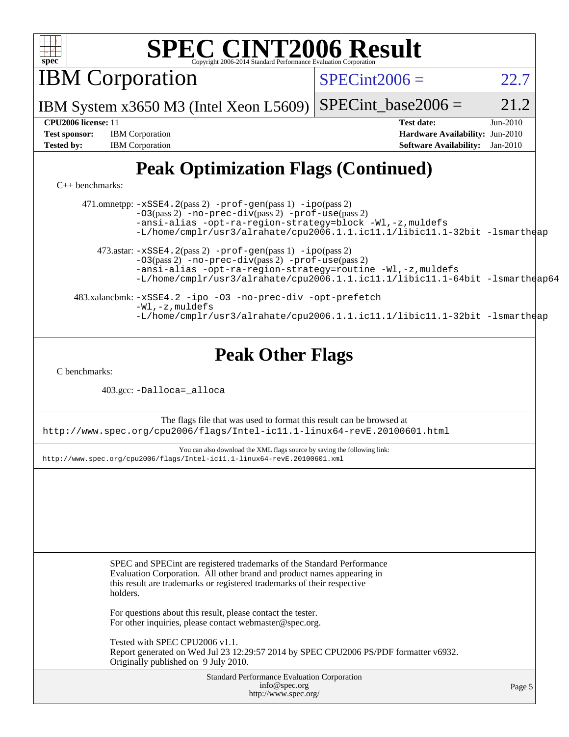# SPEC CINT2006 Result

Copyright 2006-2014 Standard Performance Evaluation Corporation

## IBM Corporation

IBM System x3650 M3 (Intel Xeon L5609)

SPECint2006 = 22.7

SPECint_base2006 = 21.2

| | | | |
|---|---|---|---|
| **CPU2006 license:** | 11 | **Test date:** | Jun-2010 |
| **Test sponsor:** | IBM Corporation | **Hardware Availability:** | Jun-2010 |
| **Tested by:** | IBM Corporation | **Software Availability:** | Jan-2010 |

## Peak Optimization Flags (Continued)

C++ benchmarks:

471.omnetpp: -xSSE4.2(pass 2) -prof-gen(pass 1) -ipo(pass 2) -O3(pass 2) -no-prec-div(pass 2) -prof-use(pass 2) -ansi-alias -opt-ra-region-strategy=block -Wl,-z,muldefs -L/home/cmplr/usr3/alrahate/cpu2006.1.1.ic11.1/libic11.1-32bit -lsmartheap

473.astar: -xSSE4.2(pass 2) -prof-gen(pass 1) -ipo(pass 2) -O3(pass 2) -no-prec-div(pass 2) -prof-use(pass 2) -ansi-alias -opt-ra-region-strategy=routine -Wl,-z,muldefs -L/home/cmplr/usr3/alrahate/cpu2006.1.1.ic11.1/libic11.1-64bit -lsmartheap64

483.xalancbmk: -xSSE4.2 -ipo -O3 -no-prec-div -opt-prefetch -Wl,-z,muldefs -L/home/cmplr/usr3/alrahate/cpu2006.1.1.ic11.1/libic11.1-32bit -lsmartheap

## Peak Other Flags

C benchmarks:

403.gcc: -Dalloca=_alloca

The flags file that was used to format this result can be browsed at
http://www.spec.org/cpu2006/flags/Intel-ic11.1-linux64-revE.20100601.html

You can also download the XML flags source by saving the following link:
http://www.spec.org/cpu2006/flags/Intel-ic11.1-linux64-revE.20100601.xml

SPEC and SPECint are registered trademarks of the Standard Performance Evaluation Corporation. All other brand and product names appearing in this result are trademarks or registered trademarks of their respective holders.

For questions about this result, please contact the tester.
For other inquiries, please contact webmaster@spec.org.

Tested with SPEC CPU2006 v1.1.
Report generated on Wed Jul 23 12:29:57 2014 by SPEC CPU2006 PS/PDF formatter v6932.
Originally published on 9 July 2010.

Standard Performance Evaluation Corporation
info@spec.org
http://www.spec.org/